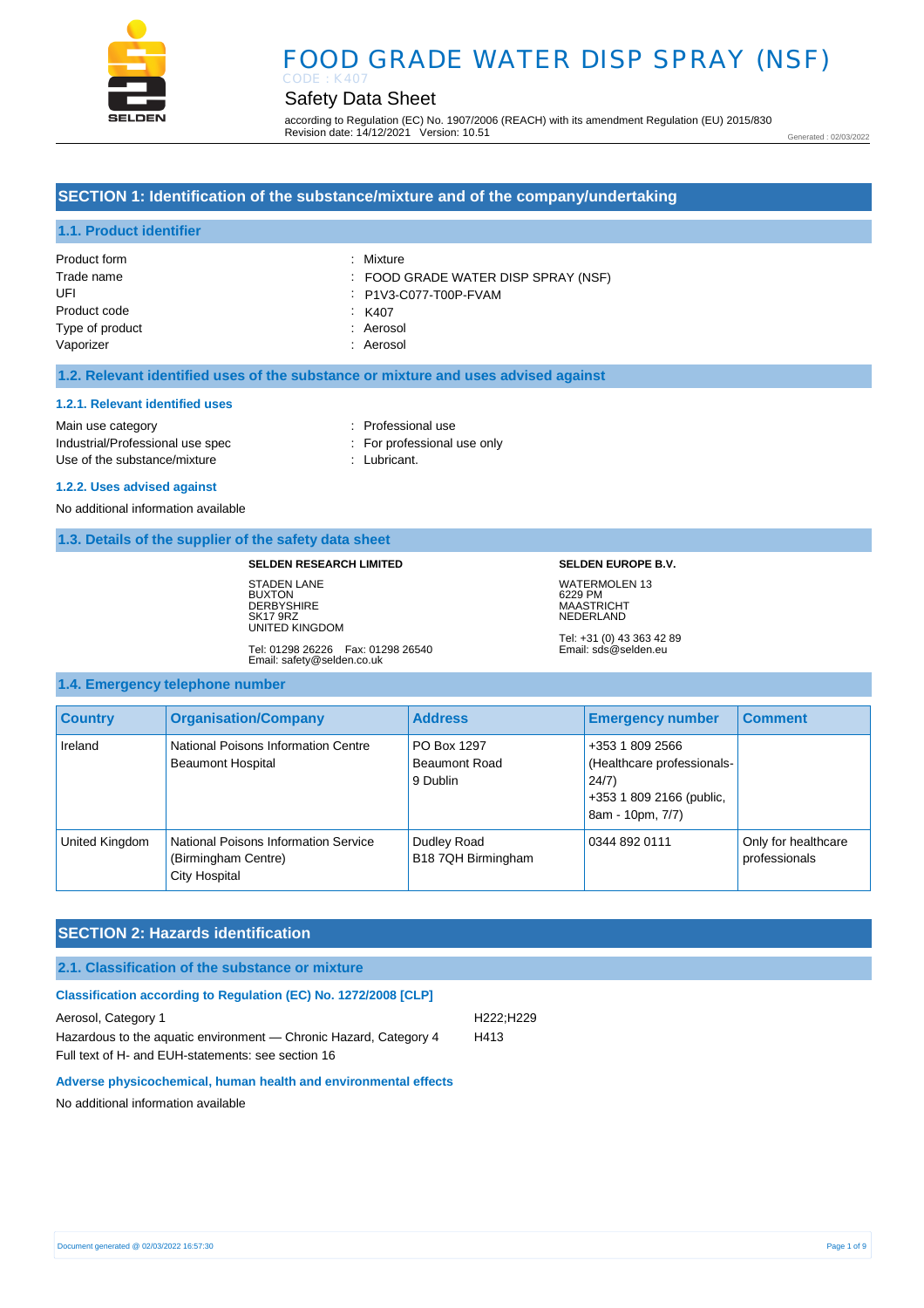# FOOD GRADE WATER DISP SPRAY (NSF)

CODE : K407

## Safety Data Sheet

according to Regulation (EC) No. 1907/2006 (REACH) with its amendment Regulation (EU) 2015/830
Revision date: 14/12/2021 Version: 10.51

Generated : 02/03/2022

## SECTION 1: Identification of the substance/mixture and of the company/undertaking

### 1.1. Product identifier

| | |
|---|---|
| Product form | : Mixture |
| Trade name | : FOOD GRADE WATER DISP SPRAY (NSF) |
| UFI | : P1V3-C077-T00P-FVAM |
| Product code | : K407 |
| Type of product | : Aerosol |
| Vaporizer | : Aerosol |

### 1.2. Relevant identified uses of the substance or mixture and uses advised against

#### 1.2.1. Relevant identified uses

| | |
|---|---|
| Main use category | : Professional use |
| Industrial/Professional use spec | : For professional use only |
| Use of the substance/mixture | : Lubricant. |

#### 1.2.2. Uses advised against

No additional information available

### 1.3. Details of the supplier of the safety data sheet

**SELDEN RESEARCH LIMITED**

STADEN LANE
BUXTON
DERBYSHIRE
SK17 9RZ
UNITED KINGDOM

Tel: 01298 26226 Fax: 01298 26540
Email: safety@selden.co.uk

**SELDEN EUROPE B.V.**

WATERMOLEN 13
6229 PM
MAASTRICHT
NEDERLAND

Tel: +31 (0) 43 363 42 89
Email: sds@selden.eu

### 1.4. Emergency telephone number

| Country | Organisation/Company | Address | Emergency number | Comment |
|---|---|---|---|---|
| Ireland | National Poisons Information Centre<br>Beaumont Hospital | PO Box 1297<br>Beaumont Road<br>9 Dublin | +353 1 809 2566 (Healthcare professionals-24/7)<br>+353 1 809 2166 (public, 8am - 10pm, 7/7) | |
| United Kingdom | National Poisons Information Service (Birmingham Centre)<br>City Hospital | Dudley Road<br>B18 7QH Birmingham | 0344 892 0111 | Only for healthcare professionals |

## SECTION 2: Hazards identification

### 2.1. Classification of the substance or mixture

#### Classification according to Regulation (EC) No. 1272/2008 [CLP]

| | |
|---|---|
| Aerosol, Category 1 | H222;H229 |
| Hazardous to the aquatic environment — Chronic Hazard, Category 4 | H413 |

Full text of H- and EUH-statements: see section 16

#### Adverse physicochemical, human health and environmental effects

No additional information available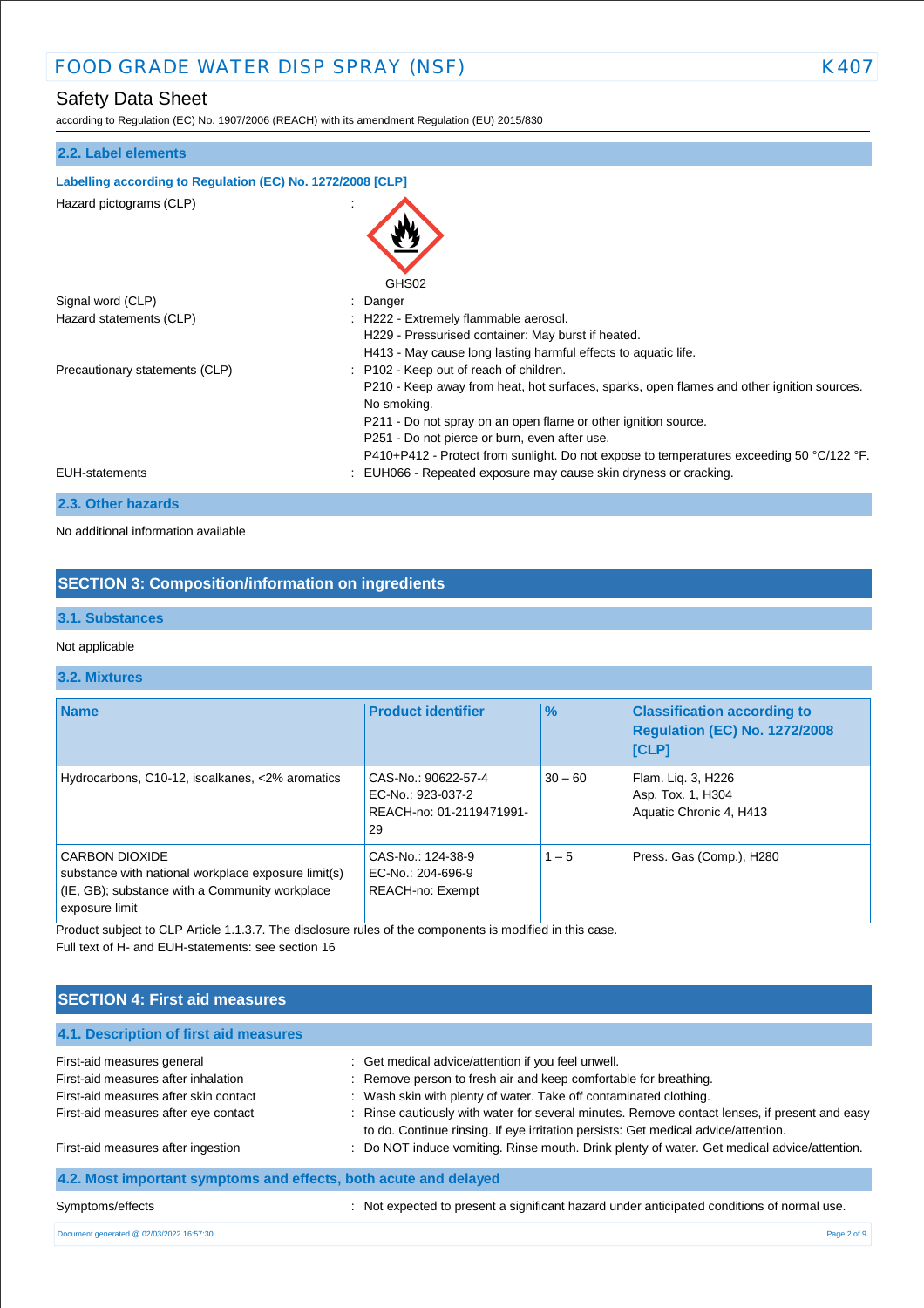### 2.2. Label elements

**Labelling according to Regulation (EC) No. 1272/2008 [CLP]**

| | |
|---|---|
| Hazard pictograms (CLP) | : GHS02 |
| Signal word (CLP) | : Danger |
| Hazard statements (CLP) | : H222 - Extremely flammable aerosol.<br>H229 - Pressurised container: May burst if heated.<br>H413 - May cause long lasting harmful effects to aquatic life. |
| Precautionary statements (CLP) | : P102 - Keep out of reach of children.<br>P210 - Keep away from heat, hot surfaces, sparks, open flames and other ignition sources. No smoking.<br>P211 - Do not spray on an open flame or other ignition source.<br>P251 - Do not pierce or burn, even after use.<br>P410+P412 - Protect from sunlight. Do not expose to temperatures exceeding 50 °C/122 °F. |
| EUH-statements | : EUH066 - Repeated exposure may cause skin dryness or cracking. |

### 2.3. Other hazards

No additional information available

## SECTION 3: Composition/information on ingredients

### 3.1. Substances

Not applicable

### 3.2. Mixtures

| Name | Product identifier | % | Classification according to Regulation (EC) No. 1272/2008 [CLP] |
|---|---|---|---|
| Hydrocarbons, C10-12, isoalkanes, <2% aromatics | CAS-No.: 90622-57-4<br>EC-No.: 923-037-2<br>REACH-no: 01-2119471991-29 | 30 – 60 | Flam. Liq. 3, H226<br>Asp. Tox. 1, H304<br>Aquatic Chronic 4, H413 |
| CARBON DIOXIDE<br>substance with national workplace exposure limit(s) (IE, GB); substance with a Community workplace exposure limit | CAS-No.: 124-38-9<br>EC-No.: 204-696-9<br>REACH-no: Exempt | 1 – 5 | Press. Gas (Comp.), H280 |

Product subject to CLP Article 1.1.3.7. The disclosure rules of the components is modified in this case.
Full text of H- and EUH-statements: see section 16

## SECTION 4: First aid measures

### 4.1. Description of first aid measures

| | |
|---|---|
| First-aid measures general | : Get medical advice/attention if you feel unwell. |
| First-aid measures after inhalation | : Remove person to fresh air and keep comfortable for breathing. |
| First-aid measures after skin contact | : Wash skin with plenty of water. Take off contaminated clothing. |
| First-aid measures after eye contact | : Rinse cautiously with water for several minutes. Remove contact lenses, if present and easy to do. Continue rinsing. If eye irritation persists: Get medical advice/attention. |
| First-aid measures after ingestion | : Do NOT induce vomiting. Rinse mouth. Drink plenty of water. Get medical advice/attention. |

### 4.2. Most important symptoms and effects, both acute and delayed

| | |
|---|---|
| Symptoms/effects | : Not expected to present a significant hazard under anticipated conditions of normal use. |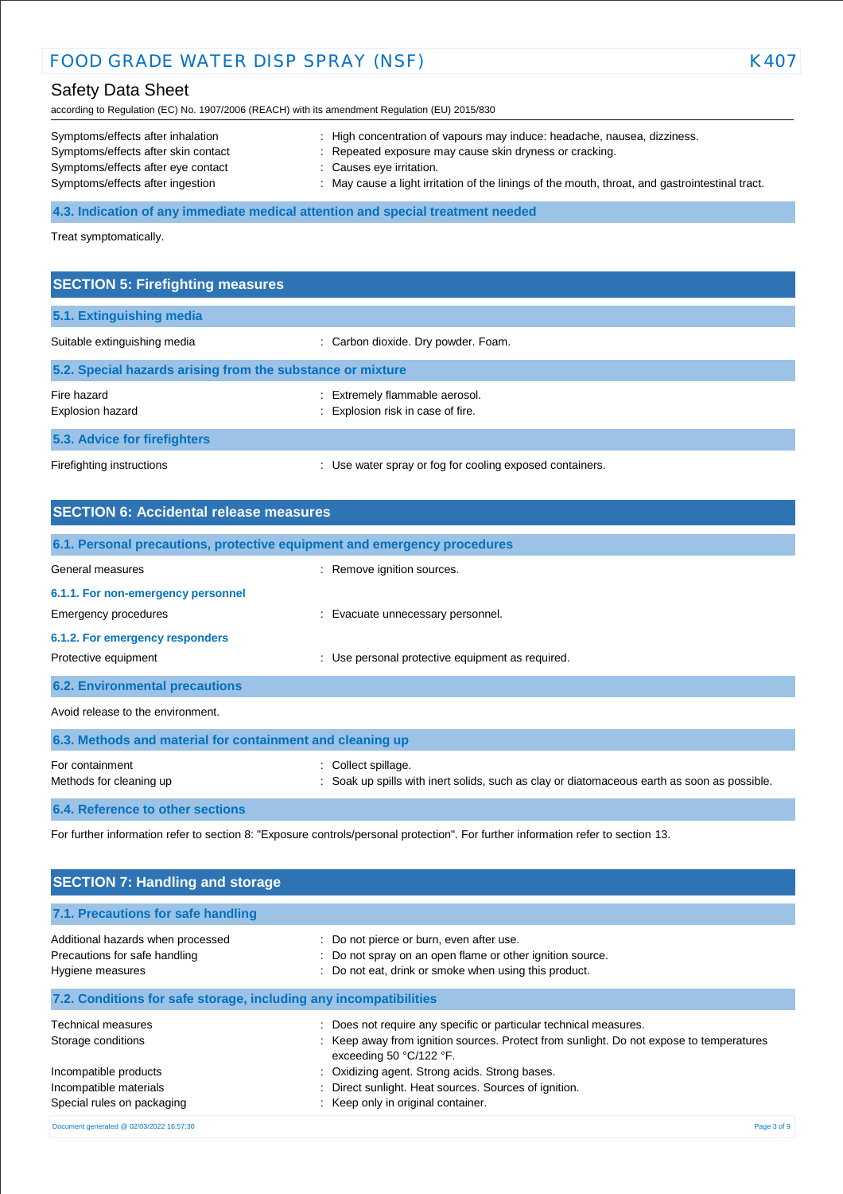Symptoms/effects after inhalation : High concentration of vapours may induce: headache, nausea, dizziness.
Symptoms/effects after skin contact : Repeated exposure may cause skin dryness or cracking.
Symptoms/effects after eye contact : Causes eye irritation.
Symptoms/effects after ingestion : May cause a light irritation of the linings of the mouth, throat, and gastrointestinal tract.

### 4.3. Indication of any immediate medical attention and special treatment needed

Treat symptomatically.

## SECTION 5: Firefighting measures

### 5.1. Extinguishing media

Suitable extinguishing media : Carbon dioxide. Dry powder. Foam.

### 5.2. Special hazards arising from the substance or mixture

Fire hazard : Extremely flammable aerosol.
Explosion hazard : Explosion risk in case of fire.

### 5.3. Advice for firefighters

Firefighting instructions : Use water spray or fog for cooling exposed containers.

## SECTION 6: Accidental release measures

### 6.1. Personal precautions, protective equipment and emergency procedures

General measures : Remove ignition sources.

#### 6.1.1. For non-emergency personnel

Emergency procedures : Evacuate unnecessary personnel.

#### 6.1.2. For emergency responders

Protective equipment : Use personal protective equipment as required.

### 6.2. Environmental precautions

Avoid release to the environment.

### 6.3. Methods and material for containment and cleaning up

For containment : Collect spillage.
Methods for cleaning up : Soak up spills with inert solids, such as clay or diatomaceous earth as soon as possible.

### 6.4. Reference to other sections

For further information refer to section 8: "Exposure controls/personal protection". For further information refer to section 13.

## SECTION 7: Handling and storage

### 7.1. Precautions for safe handling

Additional hazards when processed : Do not pierce or burn, even after use.
Precautions for safe handling : Do not spray on an open flame or other ignition source.
Hygiene measures : Do not eat, drink or smoke when using this product.

### 7.2. Conditions for safe storage, including any incompatibilities

Technical measures : Does not require any specific or particular technical measures.
Storage conditions : Keep away from ignition sources. Protect from sunlight. Do not expose to temperatures exceeding 50 °C/122 °F.
Incompatible products : Oxidizing agent. Strong acids. Strong bases.
Incompatible materials : Direct sunlight. Heat sources. Sources of ignition.
Special rules on packaging : Keep only in original container.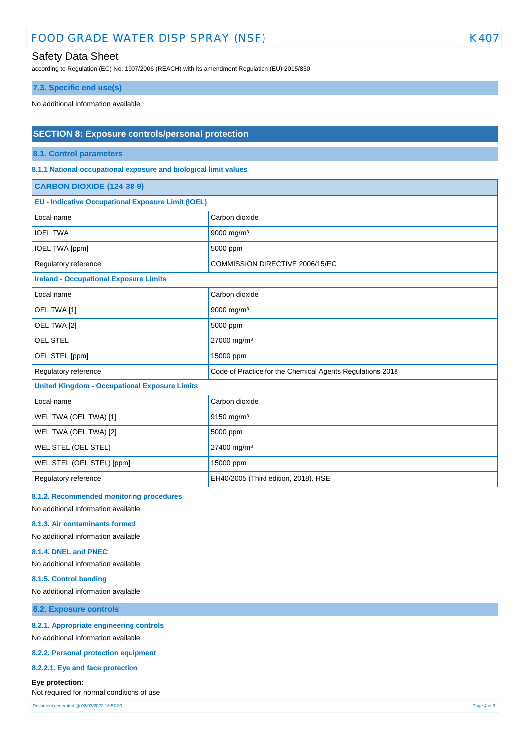### 7.3. Specific end use(s)

No additional information available

## SECTION 8: Exposure controls/personal protection

### 8.1. Control parameters

#### 8.1.1 National occupational exposure and biological limit values

| CARBON DIOXIDE (124-38-9) | |
|---|---|
| **EU - Indicative Occupational Exposure Limit (IOEL)** | |
| Local name | Carbon dioxide |
| IOEL TWA | 9000 mg/m³ |
| IOEL TWA [ppm] | 5000 ppm |
| Regulatory reference | COMMISSION DIRECTIVE 2006/15/EC |
| **Ireland - Occupational Exposure Limits** | |
| Local name | Carbon dioxide |
| OEL TWA [1] | 9000 mg/m³ |
| OEL TWA [2] | 5000 ppm |
| OEL STEL | 27000 mg/m³ |
| OEL STEL [ppm] | 15000 ppm |
| Regulatory reference | Code of Practice for the Chemical Agents Regulations 2018 |
| **United Kingdom - Occupational Exposure Limits** | |
| Local name | Carbon dioxide |
| WEL TWA (OEL TWA) [1] | 9150 mg/m³ |
| WEL TWA (OEL TWA) [2] | 5000 ppm |
| WEL STEL (OEL STEL) | 27400 mg/m³ |
| WEL STEL (OEL STEL) [ppm] | 15000 ppm |
| Regulatory reference | EH40/2005 (Third edition, 2018). HSE |

#### 8.1.2. Recommended monitoring procedures

No additional information available

#### 8.1.3. Air contaminants formed

No additional information available

#### 8.1.4. DNEL and PNEC

No additional information available

#### 8.1.5. Control banding

No additional information available

### 8.2. Exposure controls

#### 8.2.1. Appropriate engineering controls

No additional information available

#### 8.2.2. Personal protection equipment

#### 8.2.2.1. Eye and face protection

**Eye protection:**
Not required for normal conditions of use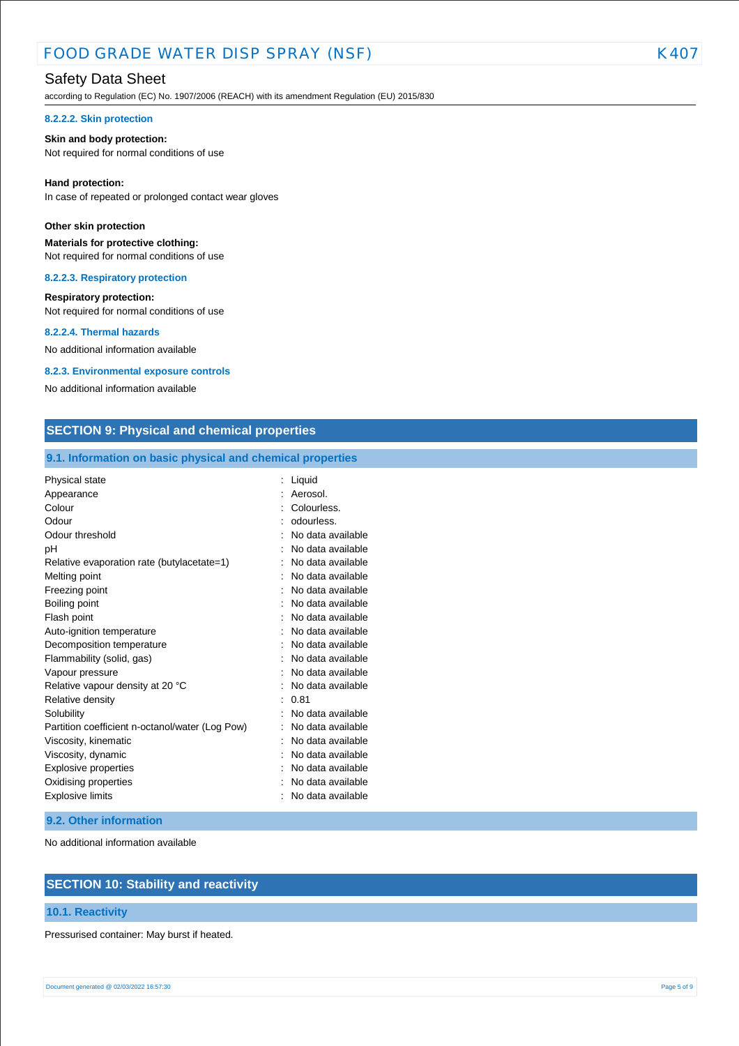#### 8.2.2.2. Skin protection

**Skin and body protection:**
Not required for normal conditions of use

**Hand protection:**
In case of repeated or prolonged contact wear gloves

**Other skin protection**

**Materials for protective clothing:**
Not required for normal conditions of use

#### 8.2.2.3. Respiratory protection

**Respiratory protection:**
Not required for normal conditions of use

#### 8.2.2.4. Thermal hazards

No additional information available

#### 8.2.3. Environmental exposure controls

No additional information available

## SECTION 9: Physical and chemical properties

### 9.1. Information on basic physical and chemical properties

| | |
|---|---|
| Physical state | : Liquid |
| Appearance | : Aerosol. |
| Colour | : Colourless. |
| Odour | : odourless. |
| Odour threshold | : No data available |
| pH | : No data available |
| Relative evaporation rate (butylacetate=1) | : No data available |
| Melting point | : No data available |
| Freezing point | : No data available |
| Boiling point | : No data available |
| Flash point | : No data available |
| Auto-ignition temperature | : No data available |
| Decomposition temperature | : No data available |
| Flammability (solid, gas) | : No data available |
| Vapour pressure | : No data available |
| Relative vapour density at 20 °C | : No data available |
| Relative density | : 0.81 |
| Solubility | : No data available |
| Partition coefficient n-octanol/water (Log Pow) | : No data available |
| Viscosity, kinematic | : No data available |
| Viscosity, dynamic | : No data available |
| Explosive properties | : No data available |
| Oxidising properties | : No data available |
| Explosive limits | : No data available |

### 9.2. Other information

No additional information available

## SECTION 10: Stability and reactivity

### 10.1. Reactivity

Pressurised container: May burst if heated.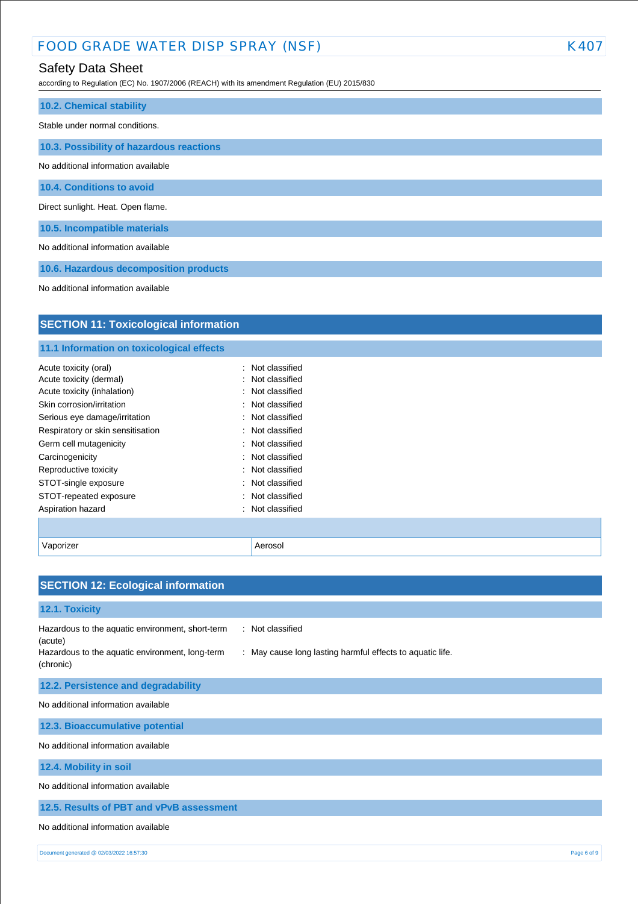### 10.2. Chemical stability

Stable under normal conditions.

### 10.3. Possibility of hazardous reactions

No additional information available

### 10.4. Conditions to avoid

Direct sunlight. Heat. Open flame.

### 10.5. Incompatible materials

No additional information available

### 10.6. Hazardous decomposition products

No additional information available

## SECTION 11: Toxicological information

### 11.1 Information on toxicological effects

| | |
|---|---|
| Acute toxicity (oral) | : Not classified |
| Acute toxicity (dermal) | : Not classified |
| Acute toxicity (inhalation) | : Not classified |
| Skin corrosion/irritation | : Not classified |
| Serious eye damage/irritation | : Not classified |
| Respiratory or skin sensitisation | : Not classified |
| Germ cell mutagenicity | : Not classified |
| Carcinogenicity | : Not classified |
| Reproductive toxicity | : Not classified |
| STOT-single exposure | : Not classified |
| STOT-repeated exposure | : Not classified |
| Aspiration hazard | : Not classified |

| | |
|---|---|
| Vaporizer | Aerosol |

## SECTION 12: Ecological information

### 12.1. Toxicity

| | |
|---|---|
| Hazardous to the aquatic environment, short-term (acute) | : Not classified |
| Hazardous to the aquatic environment, long-term (chronic) | : May cause long lasting harmful effects to aquatic life. |

### 12.2. Persistence and degradability

No additional information available

### 12.3. Bioaccumulative potential

No additional information available

### 12.4. Mobility in soil

No additional information available

### 12.5. Results of PBT and vPvB assessment

No additional information available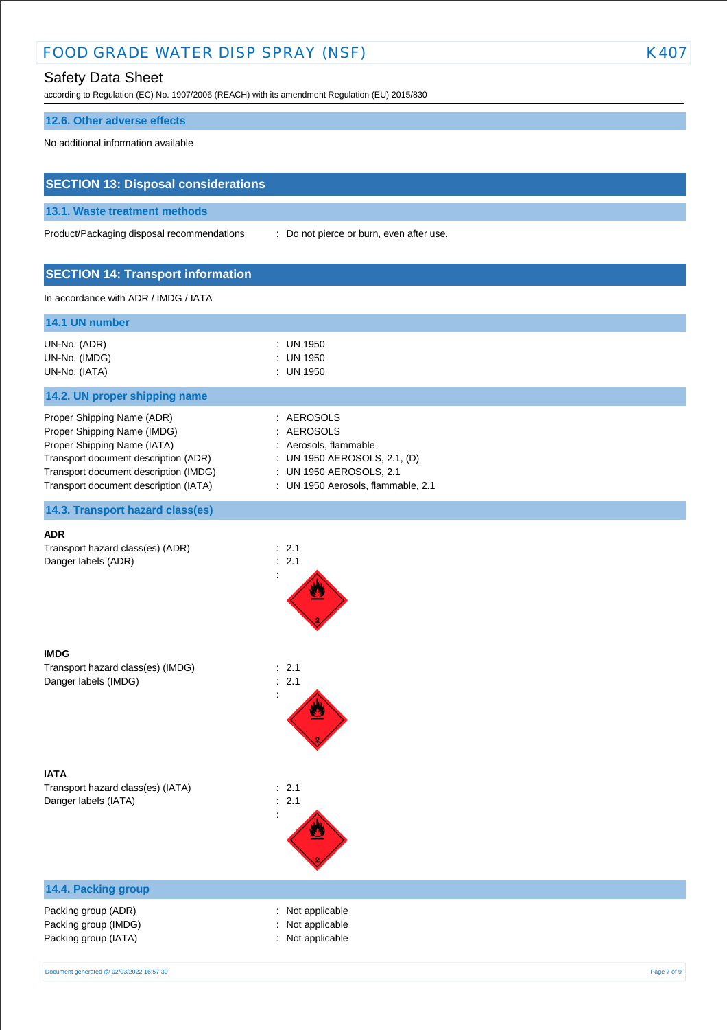### 12.6. Other adverse effects

No additional information available

## SECTION 13: Disposal considerations

### 13.1. Waste treatment methods

| | |
|---|---|
| Product/Packaging disposal recommendations | : Do not pierce or burn, even after use. |

## SECTION 14: Transport information

In accordance with ADR / IMDG / IATA

### 14.1 UN number

| | |
|---|---|
| UN-No. (ADR) | : UN 1950 |
| UN-No. (IMDG) | : UN 1950 |
| UN-No. (IATA) | : UN 1950 |

### 14.2. UN proper shipping name

| | |
|---|---|
| Proper Shipping Name (ADR) | : AEROSOLS |
| Proper Shipping Name (IMDG) | : AEROSOLS |
| Proper Shipping Name (IATA) | : Aerosols, flammable |
| Transport document description (ADR) | : UN 1950 AEROSOLS, 2.1, (D) |
| Transport document description (IMDG) | : UN 1950 AEROSOLS, 2.1 |
| Transport document description (IATA) | : UN 1950 Aerosols, flammable, 2.1 |

### 14.3. Transport hazard class(es)

**ADR**

| | |
|---|---|
| Transport hazard class(es) (ADR) | : 2.1 |
| Danger labels (ADR) | : 2.1 |

**IMDG**

| | |
|---|---|
| Transport hazard class(es) (IMDG) | : 2.1 |
| Danger labels (IMDG) | : 2.1 |

**IATA**

| | |
|---|---|
| Transport hazard class(es) (IATA) | : 2.1 |
| Danger labels (IATA) | : 2.1 |

### 14.4. Packing group

| | |
|---|---|
| Packing group (ADR) | : Not applicable |
| Packing group (IMDG) | : Not applicable |
| Packing group (IATA) | : Not applicable |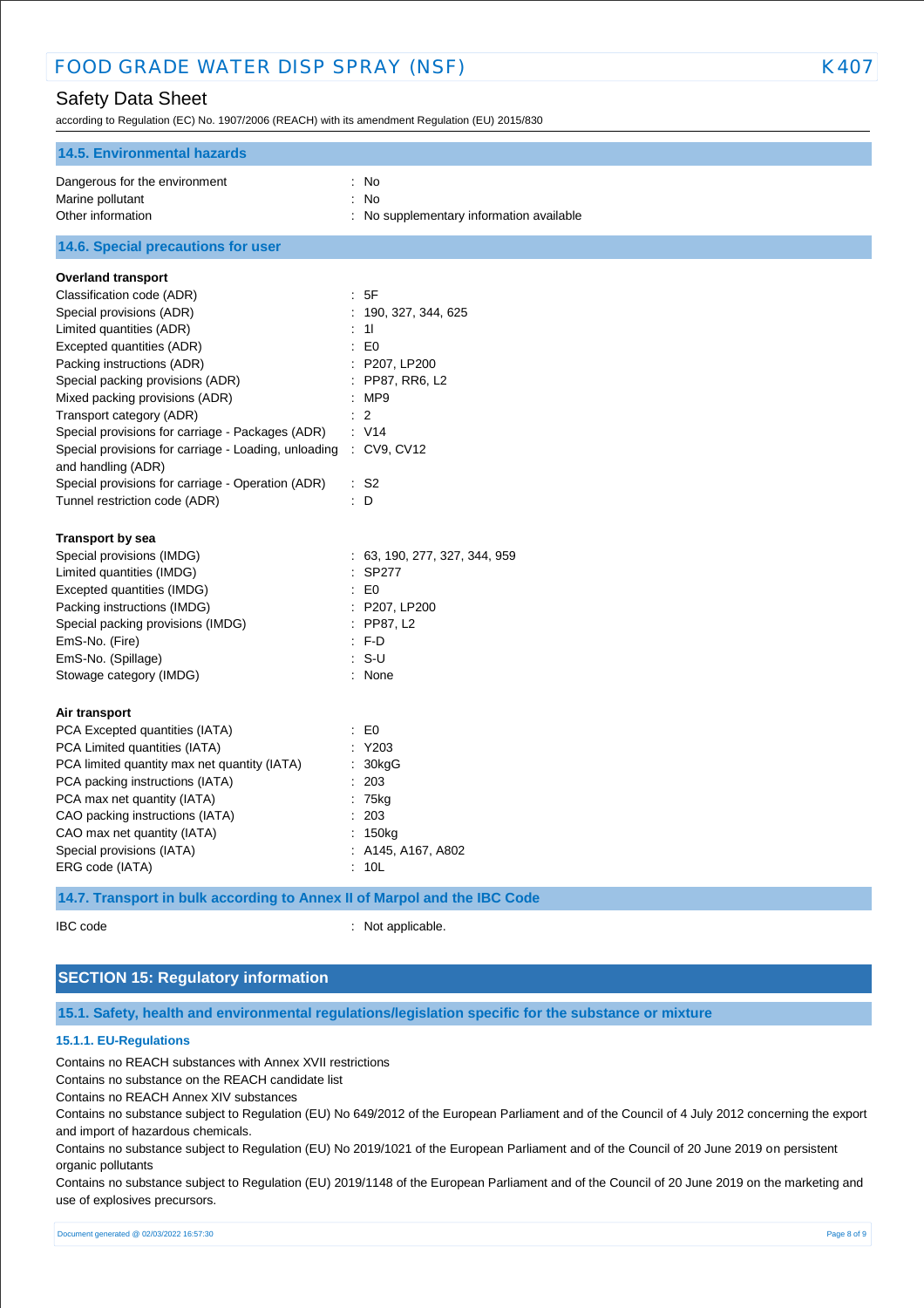### 14.5. Environmental hazards

| | |
|---|---|
| Dangerous for the environment | : No |
| Marine pollutant | : No |
| Other information | : No supplementary information available |

### 14.6. Special precautions for user

**Overland transport**

| | |
|---|---|
| Classification code (ADR) | : 5F |
| Special provisions (ADR) | : 190, 327, 344, 625 |
| Limited quantities (ADR) | : 1l |
| Excepted quantities (ADR) | : E0 |
| Packing instructions (ADR) | : P207, LP200 |
| Special packing provisions (ADR) | : PP87, RR6, L2 |
| Mixed packing provisions (ADR) | : MP9 |
| Transport category (ADR) | : 2 |
| Special provisions for carriage - Packages (ADR) | : V14 |
| Special provisions for carriage - Loading, unloading and handling (ADR) | : CV9, CV12 |
| Special provisions for carriage - Operation (ADR) | : S2 |
| Tunnel restriction code (ADR) | : D |

**Transport by sea**

| | |
|---|---|
| Special provisions (IMDG) | : 63, 190, 277, 327, 344, 959 |
| Limited quantities (IMDG) | : SP277 |
| Excepted quantities (IMDG) | : E0 |
| Packing instructions (IMDG) | : P207, LP200 |
| Special packing provisions (IMDG) | : PP87, L2 |
| EmS-No. (Fire) | : F-D |
| EmS-No. (Spillage) | : S-U |
| Stowage category (IMDG) | : None |

**Air transport**

| | |
|---|---|
| PCA Excepted quantities (IATA) | : E0 |
| PCA Limited quantities (IATA) | : Y203 |
| PCA limited quantity max net quantity (IATA) | : 30kgG |
| PCA packing instructions (IATA) | : 203 |
| PCA max net quantity (IATA) | : 75kg |
| CAO packing instructions (IATA) | : 203 |
| CAO max net quantity (IATA) | : 150kg |
| Special provisions (IATA) | : A145, A167, A802 |
| ERG code (IATA) | : 10L |

### 14.7. Transport in bulk according to Annex II of Marpol and the IBC Code

| | |
|---|---|
| IBC code | : Not applicable. |

## SECTION 15: Regulatory information

### 15.1. Safety, health and environmental regulations/legislation specific for the substance or mixture

#### 15.1.1. EU-Regulations

Contains no REACH substances with Annex XVII restrictions

Contains no substance on the REACH candidate list

Contains no REACH Annex XIV substances

Contains no substance subject to Regulation (EU) No 649/2012 of the European Parliament and of the Council of 4 July 2012 concerning the export and import of hazardous chemicals.

Contains no substance subject to Regulation (EU) No 2019/1021 of the European Parliament and of the Council of 20 June 2019 on persistent organic pollutants

Contains no substance subject to Regulation (EU) 2019/1148 of the European Parliament and of the Council of 20 June 2019 on the marketing and use of explosives precursors.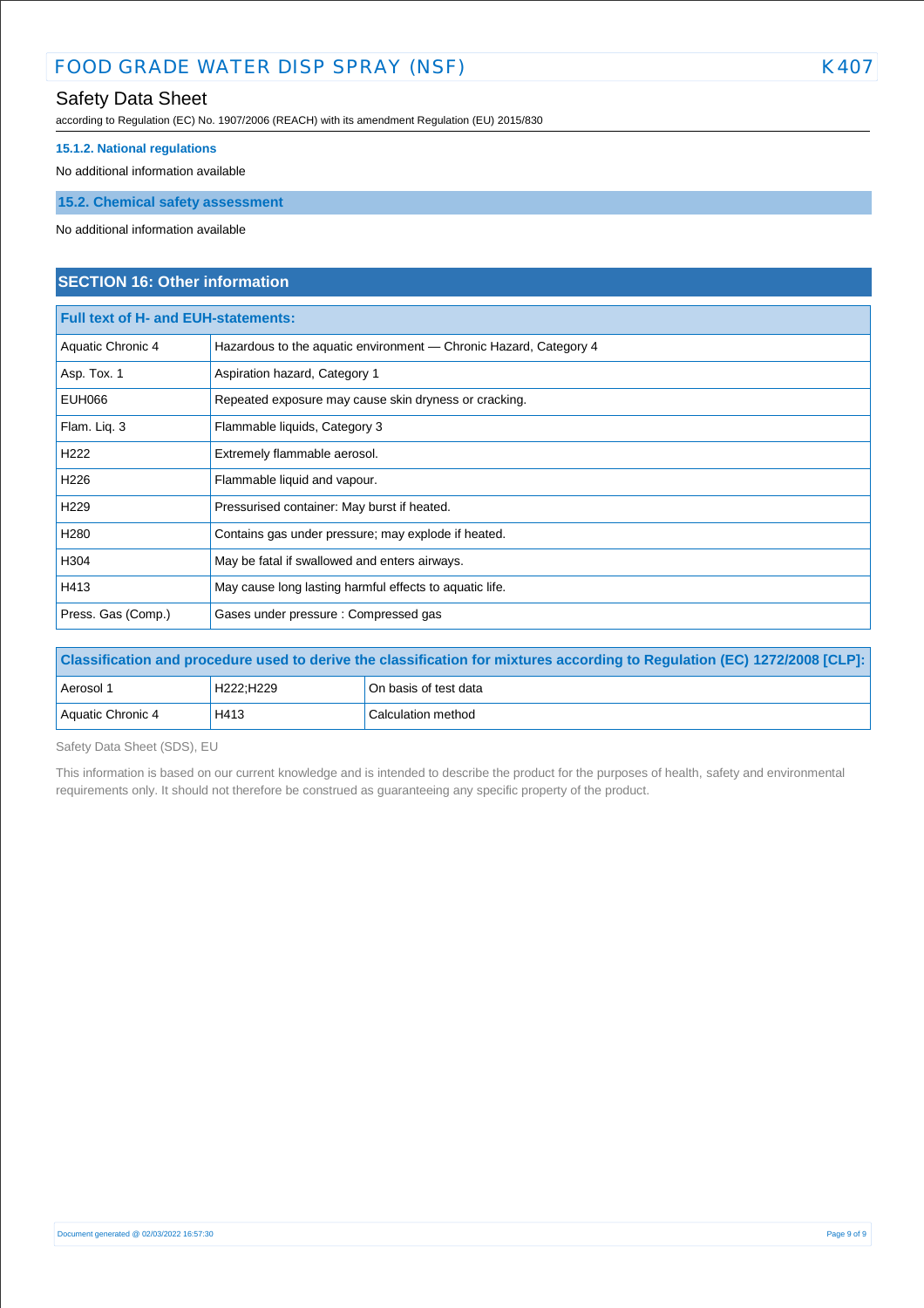#### 15.1.2. National regulations

No additional information available

### 15.2. Chemical safety assessment

No additional information available

## SECTION 16: Other information

| Full text of H- and EUH-statements: | |
|---|---|
| Aquatic Chronic 4 | Hazardous to the aquatic environment — Chronic Hazard, Category 4 |
| Asp. Tox. 1 | Aspiration hazard, Category 1 |
| EUH066 | Repeated exposure may cause skin dryness or cracking. |
| Flam. Liq. 3 | Flammable liquids, Category 3 |
| H222 | Extremely flammable aerosol. |
| H226 | Flammable liquid and vapour. |
| H229 | Pressurised container: May burst if heated. |
| H280 | Contains gas under pressure; may explode if heated. |
| H304 | May be fatal if swallowed and enters airways. |
| H413 | May cause long lasting harmful effects to aquatic life. |
| Press. Gas (Comp.) | Gases under pressure : Compressed gas |

| Classification and procedure used to derive the classification for mixtures according to Regulation (EC) 1272/2008 [CLP]: | | |
|---|---|---|
| Aerosol 1 | H222;H229 | On basis of test data |
| Aquatic Chronic 4 | H413 | Calculation method |

Safety Data Sheet (SDS), EU

This information is based on our current knowledge and is intended to describe the product for the purposes of health, safety and environmental requirements only. It should not therefore be construed as guaranteeing any specific property of the product.